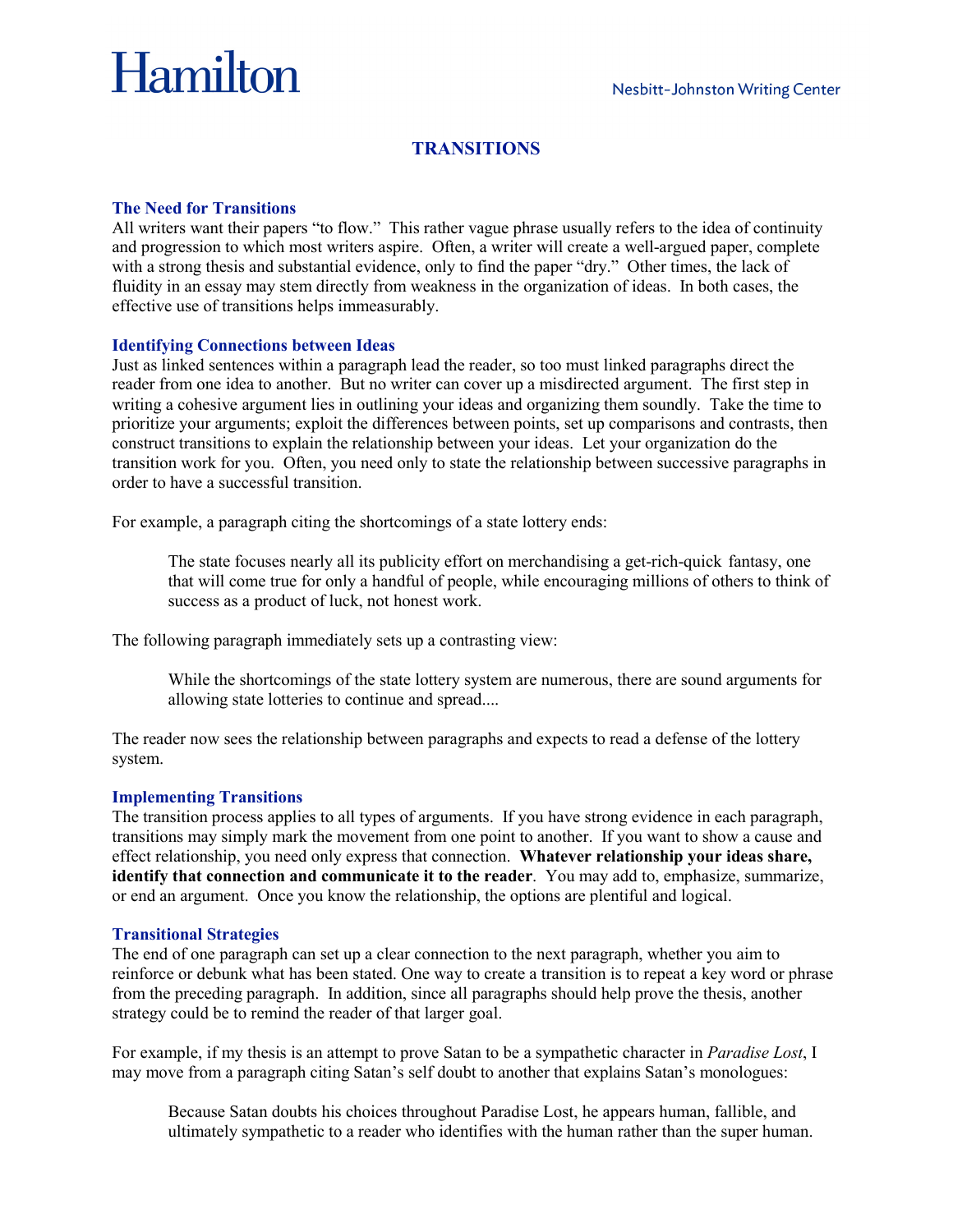Hamilton

Nesbitt-Johnston Writing Center

# TRANSITIONS

## The Need for Transitions

All writers want their papers "to flow." This rather vague phrase usually refers to the idea of continuity and progression to which most writers aspire. Often, a writer will create a well-argued paper, complete with a strong thesis and substantial evidence, only to find the paper "dry." Other times, the lack of fluidity in an essay may stem directly from weakness in the organization of ideas. In both cases, the effective use of transitions helps immeasurably.

## Identifying Connections between Ideas

Just as linked sentences within a paragraph lead the reader, so too must linked paragraphs direct the reader from one idea to another. But no writer can cover up a misdirected argument. The first step in writing a cohesive argument lies in outlining your ideas and organizing them soundly. Take the time to prioritize your arguments; exploit the differences between points, set up comparisons and contrasts, then construct transitions to explain the relationship between your ideas. Let your organization do the transition work for you. Often, you need only to state the relationship between successive paragraphs in order to have a successful transition.

For example, a paragraph citing the shortcomings of a state lottery ends:

> The state focuses nearly all its publicity effort on merchandising a get-rich-quick fantasy, one that will come true for only a handful of people, while encouraging millions of others to think of success as a product of luck, not honest work.

The following paragraph immediately sets up a contrasting view:

> While the shortcomings of the state lottery system are numerous, there are sound arguments for allowing state lotteries to continue and spread....

The reader now sees the relationship between paragraphs and expects to read a defense of the lottery system.

## Implementing Transitions

The transition process applies to all types of arguments. If you have strong evidence in each paragraph, transitions may simply mark the movement from one point to another. If you want to show a cause and effect relationship, you need only express that connection. **Whatever relationship your ideas share, identify that connection and communicate it to the reader**. You may add to, emphasize, summarize, or end an argument. Once you know the relationship, the options are plentiful and logical.

## Transitional Strategies

The end of one paragraph can set up a clear connection to the next paragraph, whether you aim to reinforce or debunk what has been stated. One way to create a transition is to repeat a key word or phrase from the preceding paragraph. In addition, since all paragraphs should help prove the thesis, another strategy could be to remind the reader of that larger goal.

For example, if my thesis is an attempt to prove Satan to be a sympathetic character in *Paradise Lost*, I may move from a paragraph citing Satan's self doubt to another that explains Satan's monologues:

> Because Satan doubts his choices throughout Paradise Lost, he appears human, fallible, and ultimately sympathetic to a reader who identifies with the human rather than the super human.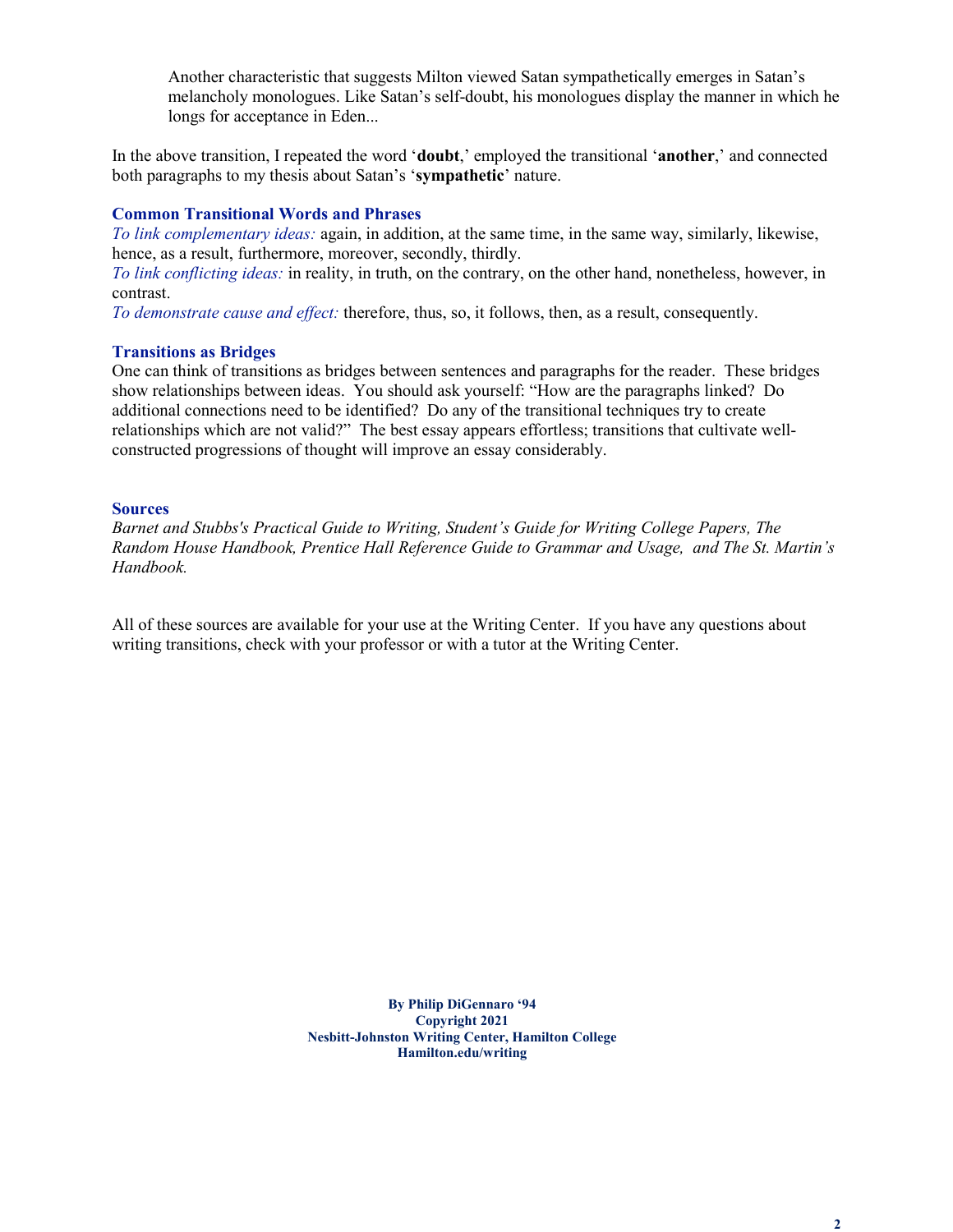> Another characteristic that suggests Milton viewed Satan sympathetically emerges in Satan's melancholy monologues. Like Satan's self-doubt, his monologues display the manner in which he longs for acceptance in Eden...

In the above transition, I repeated the word '**doubt**,' employed the transitional '**another**,' and connected both paragraphs to my thesis about Satan's '**sympathetic**' nature.

### Common Transitional Words and Phrases

*To link complementary ideas:* again, in addition, at the same time, in the same way, similarly, likewise, hence, as a result, furthermore, moreover, secondly, thirdly.
*To link conflicting ideas:* in reality, in truth, on the contrary, on the other hand, nonetheless, however, in contrast.
*To demonstrate cause and effect:* therefore, thus, so, it follows, then, as a result, consequently.

### Transitions as Bridges

One can think of transitions as bridges between sentences and paragraphs for the reader. These bridges show relationships between ideas. You should ask yourself: "How are the paragraphs linked? Do additional connections need to be identified? Do any of the transitional techniques try to create relationships which are not valid?" The best essay appears effortless; transitions that cultivate well-constructed progressions of thought will improve an essay considerably.

### Sources

*Barnet and Stubbs's Practical Guide to Writing, Student's Guide for Writing College Papers, The Random House Handbook, Prentice Hall Reference Guide to Grammar and Usage, and The St. Martin's Handbook.*

All of these sources are available for your use at the Writing Center. If you have any questions about writing transitions, check with your professor or with a tutor at the Writing Center.

**By Philip DiGennaro '94**
**Copyright 2021**
**Nesbitt-Johnston Writing Center, Hamilton College**
**Hamilton.edu/writing**